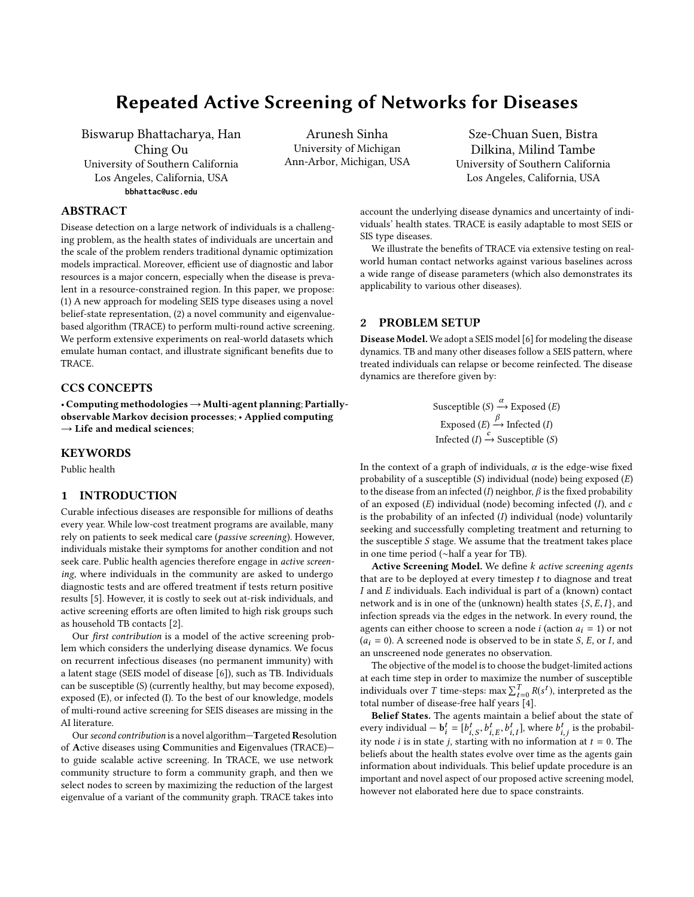# Repeated Active Screening of Networks for Diseases

Biswarup Bhattacharya, Han Ching Ou
University of Southern California
Los Angeles, California, USA
**bbhattac@usc.edu**

Arunesh Sinha
University of Michigan
Ann-Arbor, Michigan, USA

Sze-Chuan Suen, Bistra Dilkina, Milind Tambe
University of Southern California
Los Angeles, California, USA

## ABSTRACT

Disease detection on a large network of individuals is a challenging problem, as the health states of individuals are uncertain and the scale of the problem renders traditional dynamic optimization models impractical. Moreover, efficient use of diagnostic and labor resources is a major concern, especially when the disease is prevalent in a resource-constrained region. In this paper, we propose: (1) A new approach for modeling SEIS type diseases using a novel belief-state representation, (2) a novel community and eigenvalue-based algorithm (TRACE) to perform multi-round active screening. We perform extensive experiments on real-world datasets which emulate human contact, and illustrate significant benefits due to TRACE.

## CCS CONCEPTS

• **Computing methodologies → Multi-agent planning**; **Partially-observable Markov decision processes**; • **Applied computing → Life and medical sciences**;

## KEYWORDS

Public health

## 1 INTRODUCTION

Curable infectious diseases are responsible for millions of deaths every year. While low-cost treatment programs are available, many rely on patients to seek medical care (*passive screening*). However, individuals mistake their symptoms for another condition and not seek care. Public health agencies therefore engage in *active screening*, where individuals in the community are asked to undergo diagnostic tests and are offered treatment if tests return positive results [5]. However, it is costly to seek out at-risk individuals, and active screening efforts are often limited to high risk groups such as household TB contacts [2].

Our *first contribution* is a model of the active screening problem which considers the underlying disease dynamics. We focus on recurrent infectious diseases (no permanent immunity) with a latent stage (SEIS model of disease [6]), such as TB. Individuals can be susceptible (S) (currently healthy, but may become exposed), exposed (E), or infected (I). To the best of our knowledge, models of multi-round active screening for SEIS diseases are missing in the AI literature.

Our *second contribution* is a novel algorithm—**T**argeted **R**esolution of **A**ctive diseases using **C**ommunities and **E**igenvalues (TRACE)—to guide scalable active screening. In TRACE, we use network community structure to form a community graph, and then we select nodes to screen by maximizing the reduction of the largest eigenvalue of a variant of the community graph. TRACE takes into account the underlying disease dynamics and uncertainty of individuals' health states. TRACE is easily adaptable to most SEIS or SIS type diseases.

We illustrate the benefits of TRACE via extensive testing on real-world human contact networks against various baselines across a wide range of disease parameters (which also demonstrates its applicability to various other diseases).

## 2 PROBLEM SETUP

**Disease Model.** We adopt a SEIS model [6] for modeling the disease dynamics. TB and many other diseases follow a SEIS pattern, where treated individuals can relapse or become reinfected. The disease dynamics are therefore given by:

$$\text{Susceptible } (S) \xrightarrow{\alpha} \text{Exposed } (E)$$
$$\text{Exposed } (E) \xrightarrow{\beta} \text{Infected } (I)$$
$$\text{Infected } (I) \xrightarrow{c} \text{Susceptible } (S)$$

In the context of a graph of individuals, $\alpha$ is the edge-wise fixed probability of a susceptible ($S$) individual (node) being exposed ($E$) to the disease from an infected ($I$) neighbor, $\beta$ is the fixed probability of an exposed ($E$) individual (node) becoming infected ($I$), and $c$ is the probability of an infected ($I$) individual (node) voluntarily seeking and successfully completing treatment and returning to the susceptible $S$ stage. We assume that the treatment takes place in one time period (~half a year for TB).

**Active Screening Model.** We define $k$ *active screening agents* that are to be deployed at every timestep $t$ to diagnose and treat $I$ and $E$ individuals. Each individual is part of a (known) contact network and is in one of the (unknown) health states $\{S, E, I\}$, and infection spreads via the edges in the network. In every round, the agents can either choose to screen a node $i$ (action $a_i = 1$) or not ($a_i = 0$). A screened node is observed to be in state $S$, $E$, or $I$, and an unscreened node generates no observation.

The objective of the model is to choose the budget-limited actions at each time step in order to maximize the number of susceptible individuals over $T$ time-steps: $\max \sum_{t=0}^{T} R(s^t)$, interpreted as the total number of disease-free half years [4].

**Belief States.** The agents maintain a belief about the state of every individual — $\mathbf{b}_i^t = [b_{i,S}^t, b_{i,E}^t, b_{i,I}^t]$, where $b_{i,j}^t$ is the probability node $i$ is in state $j$, starting with no information at $t = 0$. The beliefs about the health states evolve over time as the agents gain information about individuals. This belief update procedure is an important and novel aspect of our proposed active screening model, however not elaborated here due to space constraints.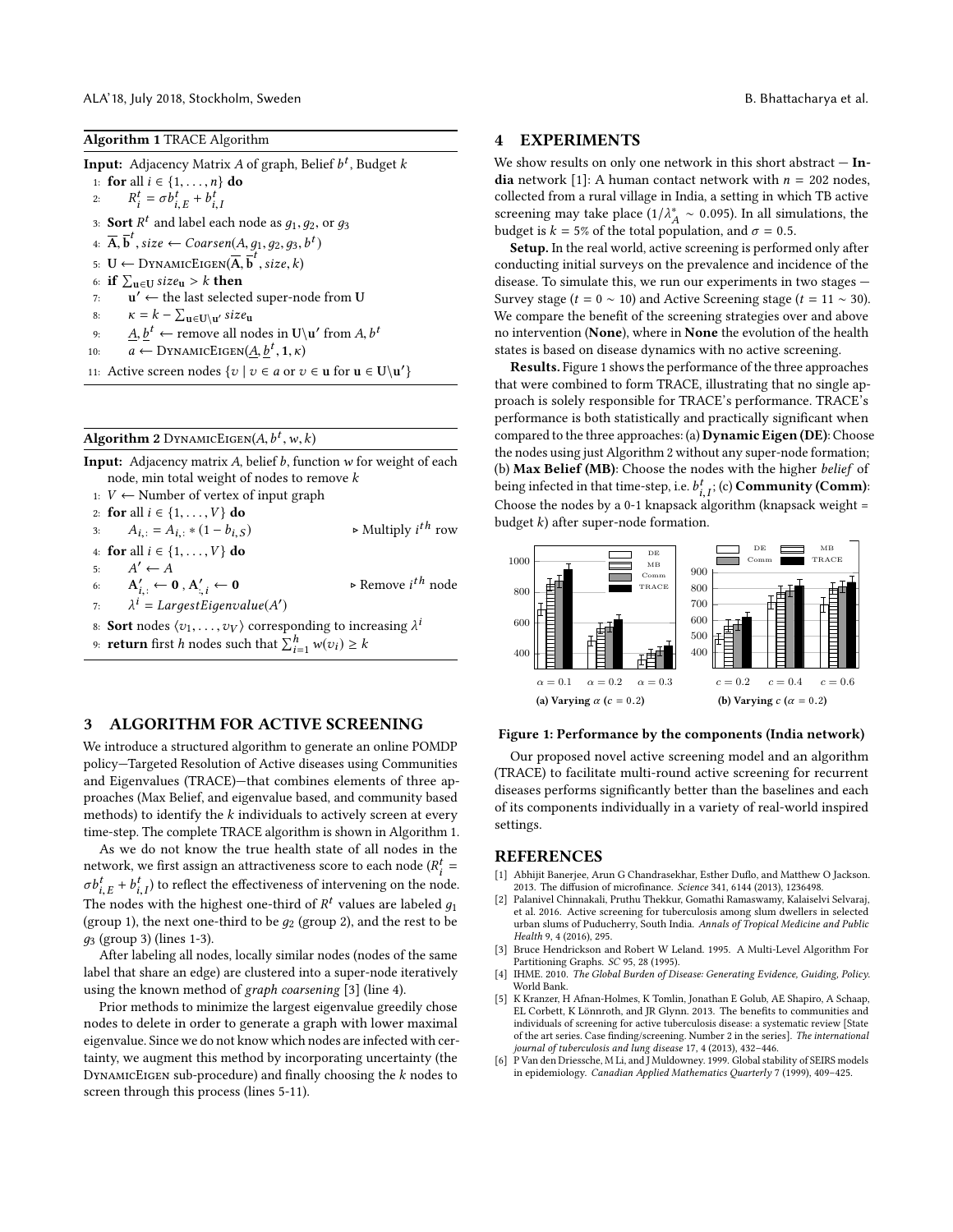**Algorithm 1** TRACE Algorithm

**Input:** Adjacency Matrix $A$ of graph, Belief $b^t$, Budget $k$

1: **for** all $i \in \{1, \ldots, n\}$ **do**
2: $\quad R_i^t = \sigma b_{i,E}^t + b_{i,I}^t$
3: **Sort** $R^t$ and label each node as $g_1, g_2$, or $g_3$
4: $\overline{\mathbf{A}}, \overline{\mathbf{b}}^t$, *size* $\leftarrow$ *Coarsen*$(A, g_1, g_2, g_3, b^t)$
5: $\mathbf{U} \leftarrow$ DynamicEigen$(\overline{\mathbf{A}}, \overline{\mathbf{b}}^t, size, k)$
6: **if** $\sum_{\mathbf{u} \in \mathbf{U}} size_{\mathbf{u}} > k$ **then**
7: $\quad \mathbf{u'} \leftarrow$ the last selected super-node from $\mathbf{U}$
8: $\quad \kappa = k - \sum_{\mathbf{u} \in \mathbf{U} \setminus \mathbf{u'}} size_{\mathbf{u}}$
9: $\quad \underline{A}, \underline{b}^t \leftarrow$ remove all nodes in $\mathbf{U} \setminus \mathbf{u'}$ from $A, b^t$
10: $\quad a \leftarrow$ DynamicEigen$(\underline{A}, \underline{b}^t, \mathbf{1}, \kappa)$
11: Active screen nodes $\{v \mid v \in a$ or $v \in \mathbf{u}$ for $\mathbf{u} \in \mathbf{U} \setminus \mathbf{u'}\}$

**Algorithm 2** DynamicEigen$(A, b^t, w, k)$

**Input:** Adjacency matrix $A$, belief $b$, function $w$ for weight of each node, min total weight of nodes to remove $k$

1: $V \leftarrow$ Number of vertex of input graph
2: **for** all $i \in \{1, \ldots, V\}$ **do**
3: $\quad A_{i,:} = A_{i,:} * (1 - b_{i,S})$ ▷ Multiply $i^{th}$ row
4: **for** all $i \in \{1, \ldots, V\}$ **do**
5: $\quad A' \leftarrow A$
6: $\quad \mathbf{A}'_{i,:} \leftarrow \mathbf{0}$ , $\mathbf{A}'_{:,i} \leftarrow \mathbf{0}$ ▷ Remove $i^{th}$ node
7: $\quad \lambda^i = LargestEigenvalue(A')$
8: **Sort** nodes $\langle v_1, \ldots, v_V \rangle$ corresponding to increasing $\lambda^i$
9: **return** first $h$ nodes such that $\sum_{i=1}^{h} w(v_i) \geq k$

## 3 ALGORITHM FOR ACTIVE SCREENING

We introduce a structured algorithm to generate an online POMDP policy—Targeted Resolution of Active diseases using Communities and Eigenvalues (TRACE)—that combines elements of three approaches (Max Belief, and eigenvalue based, and community based methods) to identify the $k$ individuals to actively screen at every time-step. The complete TRACE algorithm is shown in Algorithm 1.

As we do not know the true health state of all nodes in the network, we first assign an attractiveness score to each node ($R_i^t = \sigma b_{i,E}^t + b_{i,I}^t$) to reflect the effectiveness of intervening on the node. The nodes with the highest one-third of $R^t$ values are labeled $g_1$ (group 1), the next one-third to be $g_2$ (group 2), and the rest to be $g_3$ (group 3) (lines 1-3).

After labeling all nodes, locally similar nodes (nodes of the same label that share an edge) are clustered into a super-node iteratively using the known method of *graph coarsening* [3] (line 4).

Prior methods to minimize the largest eigenvalue greedily chose nodes to delete in order to generate a graph with lower maximal eigenvalue. Since we do not know which nodes are infected with certainty, we augment this method by incorporating uncertainty (the DynamicEigen sub-procedure) and finally choosing the $k$ nodes to screen through this process (lines 5-11).

## 4 EXPERIMENTS

We show results on only one network in this short abstract — **India** network [1]: A human contact network with $n = 202$ nodes, collected from a rural village in India, a setting in which TB active screening may take place ($1/\lambda_A^* \sim 0.095$). In all simulations, the budget is $k = 5\%$ of the total population, and $\sigma = 0.5$.

**Setup.** In the real world, active screening is performed only after conducting initial surveys on the prevalence and incidence of the disease. To simulate this, we run our experiments in two stages — Survey stage ($t = 0 \sim 10$) and Active Screening stage ($t = 11 \sim 30$). We compare the benefit of the screening strategies over and above no intervention (**None**), where in **None** the evolution of the health states is based on disease dynamics with no active screening.

**Results.** Figure 1 shows the performance of the three approaches that were combined to form TRACE, illustrating that no single approach is solely responsible for TRACE's performance. TRACE's performance is both statistically and practically significant when compared to the three approaches: (a) **Dynamic Eigen (DE)**: Choose the nodes using just Algorithm 2 without any super-node formation; (b) **Max Belief (MB)**: Choose the nodes with the higher *belief* of being infected in that time-step, i.e. $b_{i,I}^t$; (c) **Community (Comm)**: Choose the nodes by a 0-1 knapsack algorithm (knapsack weight = budget $k$) after super-node formation.

DE
MB
Comm
TRACE

1000
800
600
400
$\alpha = 0.1$ $\alpha = 0.2$ $\alpha = 0.3$

(a) Varying $\alpha$ ($c = 0.2$)

900
800
700
600
500
400
$c = 0.2$ $c = 0.4$ $c = 0.6$

(b) Varying $c$ ($\alpha = 0.2$)

**Figure 1: Performance by the components (India network)**

Our proposed novel active screening model and an algorithm (TRACE) to facilitate multi-round active screening for recurrent diseases performs significantly better than the baselines and each of its components individually in a variety of real-world inspired settings.

## REFERENCES

[1] Abhijit Banerjee, Arun G Chandrasekhar, Esther Duflo, and Matthew O Jackson. 2013. The diffusion of microfinance. *Science* 341, 6144 (2013), 1236498.

[2] Palanivel Chinnakali, Pruthu Thekkur, Gomathi Ramaswamy, Kalaiselvi Selvaraj, et al. 2016. Active screening for tuberculosis among slum dwellers in selected urban slums of Puducherry, South India. *Annals of Tropical Medicine and Public Health* 9, 4 (2016), 295.

[3] Bruce Hendrickson and Robert W Leland. 1995. A Multi-Level Algorithm For Partitioning Graphs. *SC* 95, 28 (1995).

[4] IHME. 2010. *The Global Burden of Disease: Generating Evidence, Guiding, Policy.* World Bank.

[5] K Kranzer, H Afnan-Holmes, K Tomlin, Jonathan E Golub, AE Shapiro, A Schaap, EL Corbett, K Lönnroth, and JR Glynn. 2013. The benefits to communities and individuals of screening for active tuberculosis disease: a systematic review [State of the art series. Case finding/screening. Number 2 in the series]. *The international journal of tuberculosis and lung disease* 17, 4 (2013), 432–446.

[6] P Van den Driessche, M Li, and J Muldowney. 1999. Global stability of SEIRS models in epidemiology. *Canadian Applied Mathematics Quarterly* 7 (1999), 409–425.